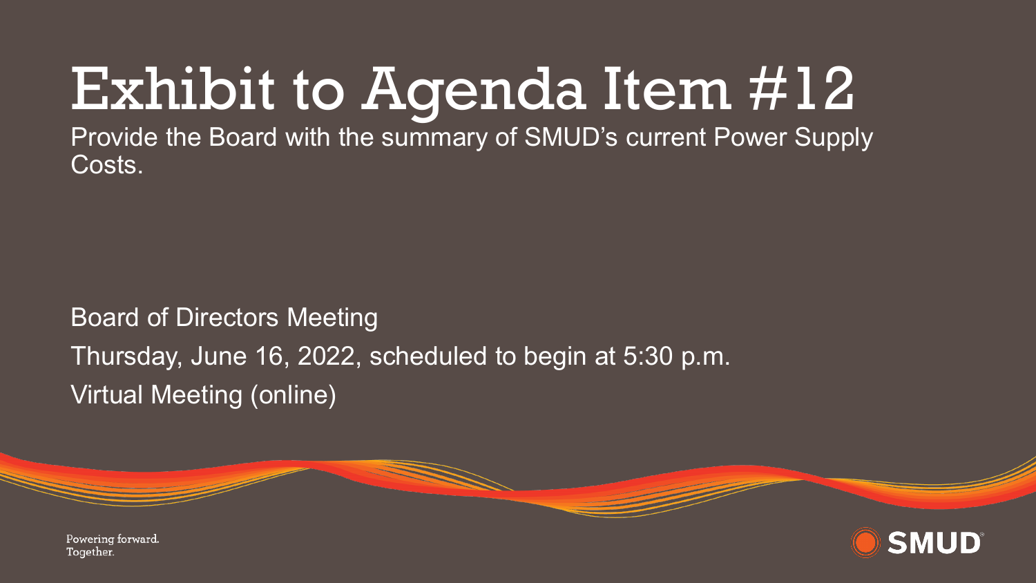# Exhibit to Agenda Item #12

Provide the Board with the summary of SMUD's current Power Supply Costs.

Board of Directors Meeting

Thursday, June 16, 2022, scheduled to begin at 5:30 p.m.

Virtual Meeting (online)

Powering forward.
Together.

SMUD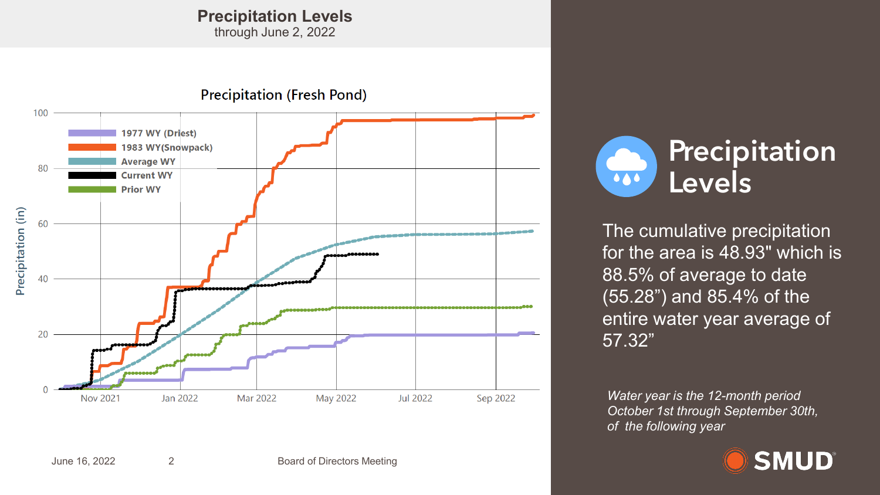# Precipitation Levels

through June 2, 2022

## Precipitation Levels

The cumulative precipitation for the area is 48.93" which is 88.5% of average to date (55.28”) and 85.4% of the entire water year average of 57.32”

*Water year is the 12-month period October 1st through September 30th, of the following year*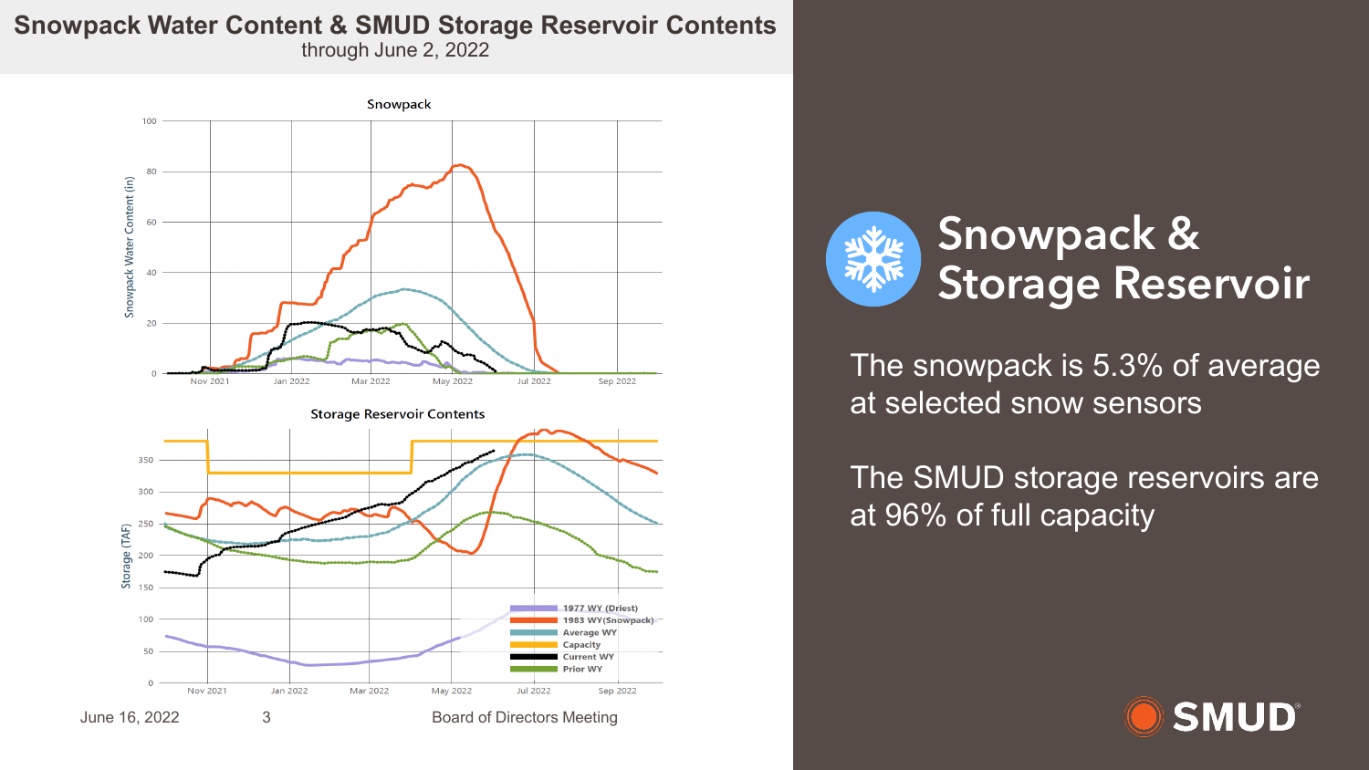# Snowpack Water Content & SMUD Storage Reservoir Contents

through June 2, 2022

## Snowpack & Storage Reservoir

The snowpack is 5.3% of average at selected snow sensors

The SMUD storage reservoirs are at 96% of full capacity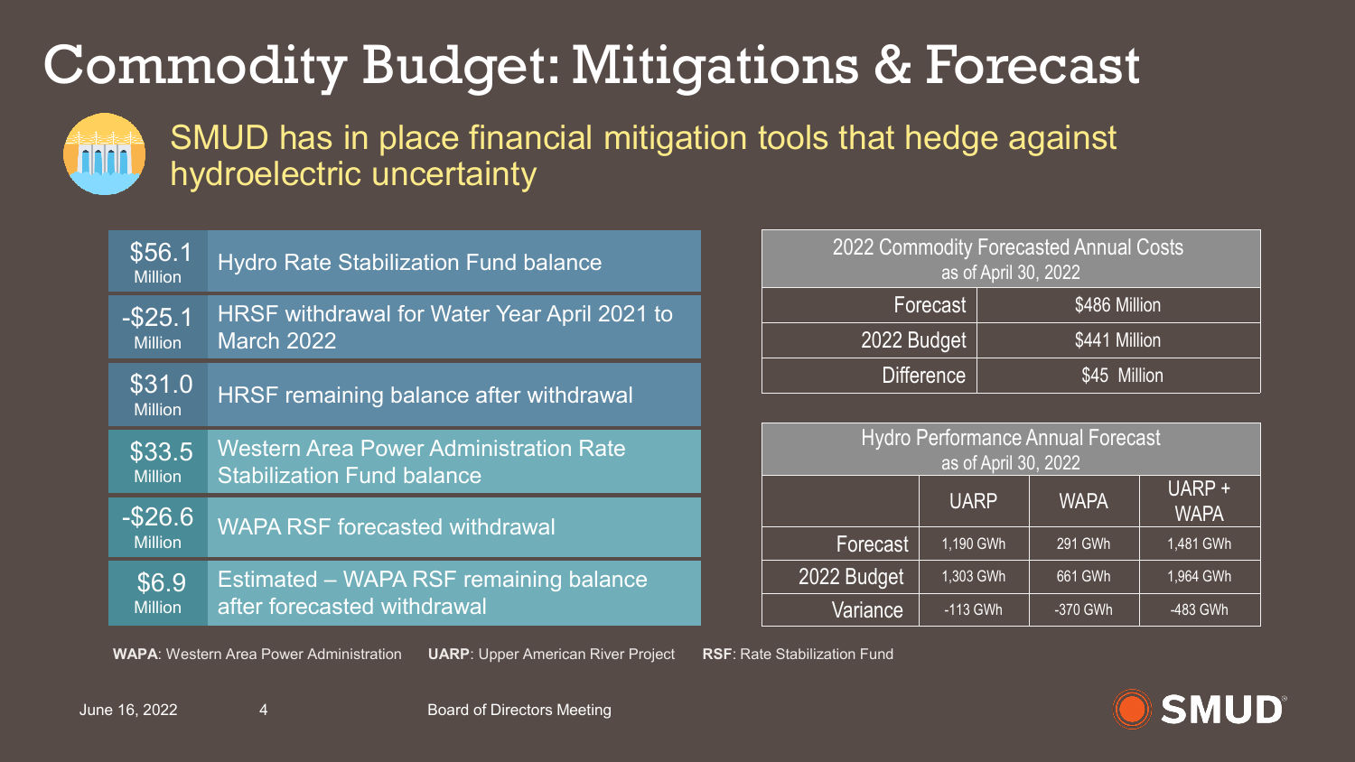# Commodity Budget: Mitigations & Forecast

## SMUD has in place financial mitigation tools that hedge against hydroelectric uncertainty

| | |
|---|---|
| $56.1 Million | Hydro Rate Stabilization Fund balance |
| -$25.1 Million | HRSF withdrawal for Water Year April 2021 to March 2022 |
| $31.0 Million | HRSF remaining balance after withdrawal |
| $33.5 Million | Western Area Power Administration Rate Stabilization Fund balance |
| -$26.6 Million | WAPA RSF forecasted withdrawal |
| $6.9 Million | Estimated – WAPA RSF remaining balance after forecasted withdrawal |

| 2022 Commodity Forecasted Annual Costs as of April 30, 2022 | |
|---|---|
| Forecast | $486 Million |
| 2022 Budget | $441 Million |
| Difference | $45 Million |

| Hydro Performance Annual Forecast as of April 30, 2022 | | | |
|---|---|---|---|
| | UARP | WAPA | UARP + WAPA |
| Forecast | 1,190 GWh | 291 GWh | 1,481 GWh |
| 2022 Budget | 1,303 GWh | 661 GWh | 1,964 GWh |
| Variance | -113 GWh | -370 GWh | -483 GWh |

**WAPA**: Western Area Power Administration **UARP**: Upper American River Project **RSF**: Rate Stabilization Fund

June 16, 2022 Board of Directors Meeting